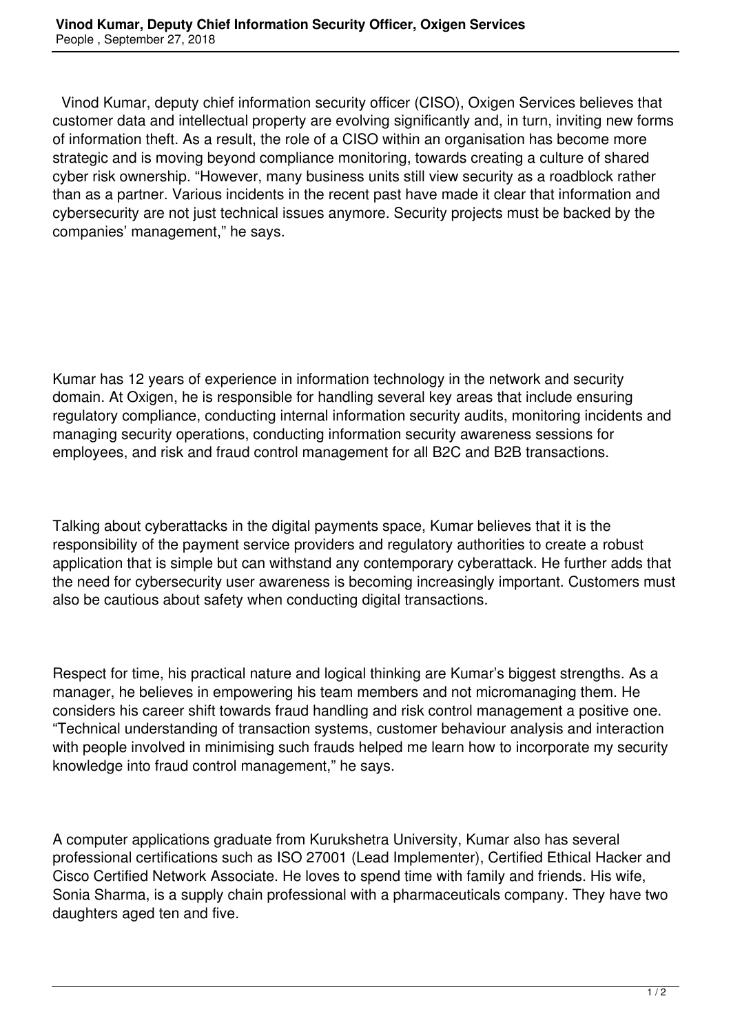# Vinod Kumar, Deputy Chief Information Security Officer, Oxigen Services

People , September 27, 2018

Vinod Kumar, deputy chief information security officer (CISO), Oxigen Services believes that customer data and intellectual property are evolving significantly and, in turn, inviting new forms of information theft. As a result, the role of a CISO within an organisation has become more strategic and is moving beyond compliance monitoring, towards creating a culture of shared cyber risk ownership. “However, many business units still view security as a roadblock rather than as a partner. Various incidents in the recent past have made it clear that information and cybersecurity are not just technical issues anymore. Security projects must be backed by the companies’ management,” he says.

Kumar has 12 years of experience in information technology in the network and security domain. At Oxigen, he is responsible for handling several key areas that include ensuring regulatory compliance, conducting internal information security audits, monitoring incidents and managing security operations, conducting information security awareness sessions for employees, and risk and fraud control management for all B2C and B2B transactions.

Talking about cyberattacks in the digital payments space, Kumar believes that it is the responsibility of the payment service providers and regulatory authorities to create a robust application that is simple but can withstand any contemporary cyberattack. He further adds that the need for cybersecurity user awareness is becoming increasingly important. Customers must also be cautious about safety when conducting digital transactions.

Respect for time, his practical nature and logical thinking are Kumar’s biggest strengths. As a manager, he believes in empowering his team members and not micromanaging them. He considers his career shift towards fraud handling and risk control management a positive one. “Technical understanding of transaction systems, customer behaviour analysis and interaction with people involved in minimising such frauds helped me learn how to incorporate my security knowledge into fraud control management,” he says.

A computer applications graduate from Kurukshetra University, Kumar also has several professional certifications such as ISO 27001 (Lead Implementer), Certified Ethical Hacker and Cisco Certified Network Associate. He loves to spend time with family and friends. His wife, Sonia Sharma, is a supply chain professional with a pharmaceuticals company. They have two daughters aged ten and five.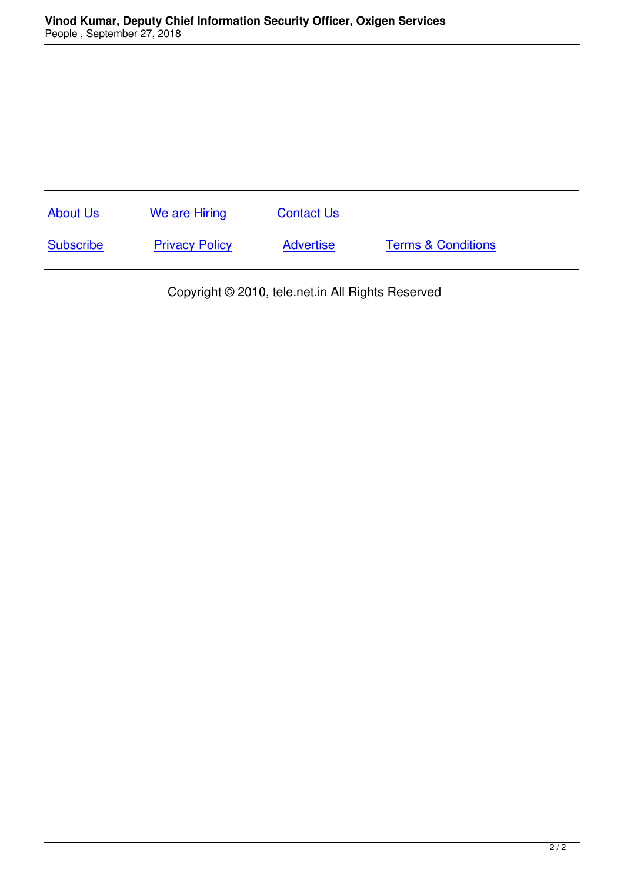About Us We are Hiring Contact Us

Subscribe Privacy Policy Advertise Terms & Conditions

Copyright © 2010, tele.net.in All Rights Reserved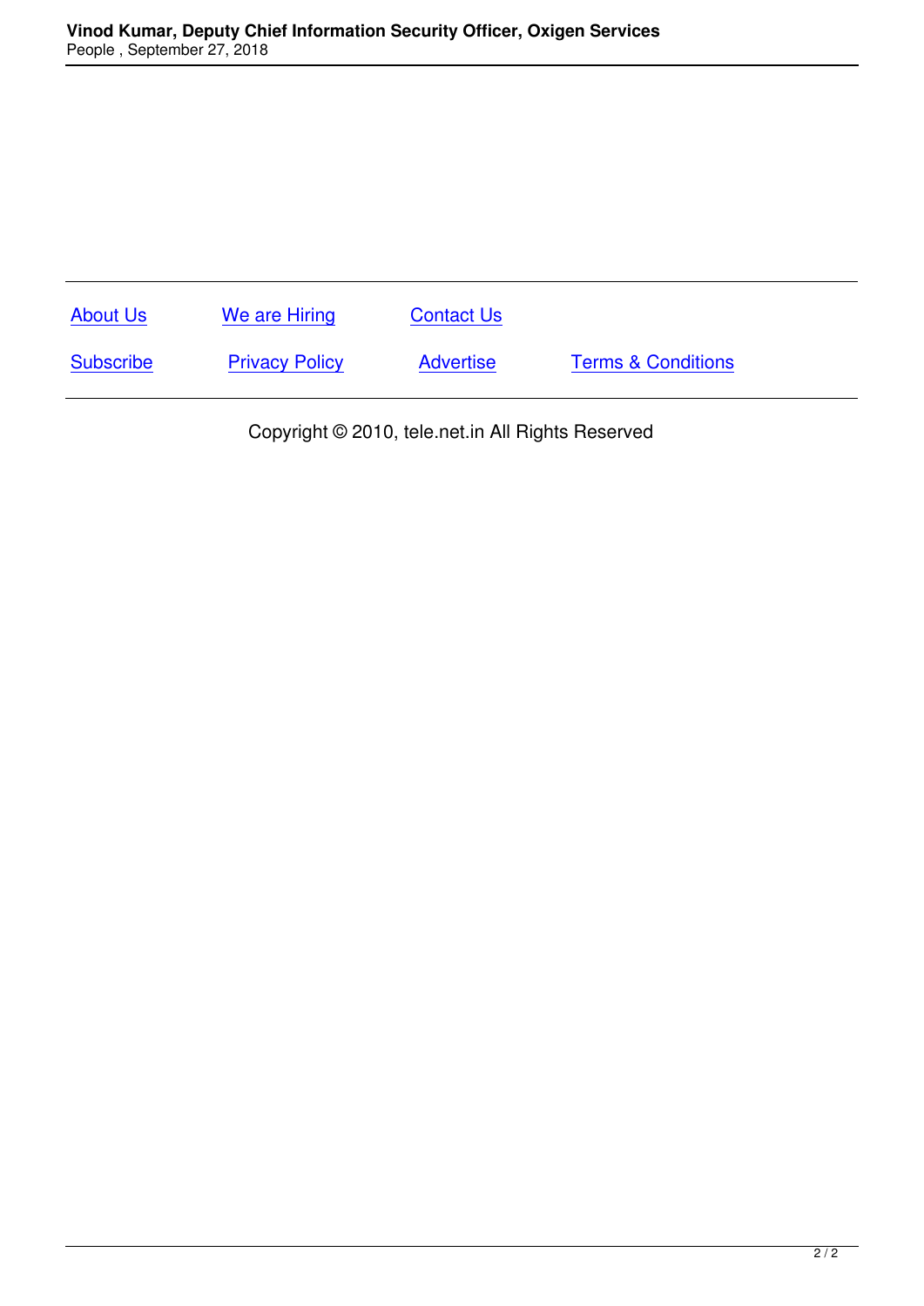[About Us](#) [We are Hiring](#) [Contact Us](#)

[Subscribe](#) [Privacy Policy](#) [Advertise](#) [Terms & Conditions](#)

Copyright © 2010, tele.net.in All Rights Reserved